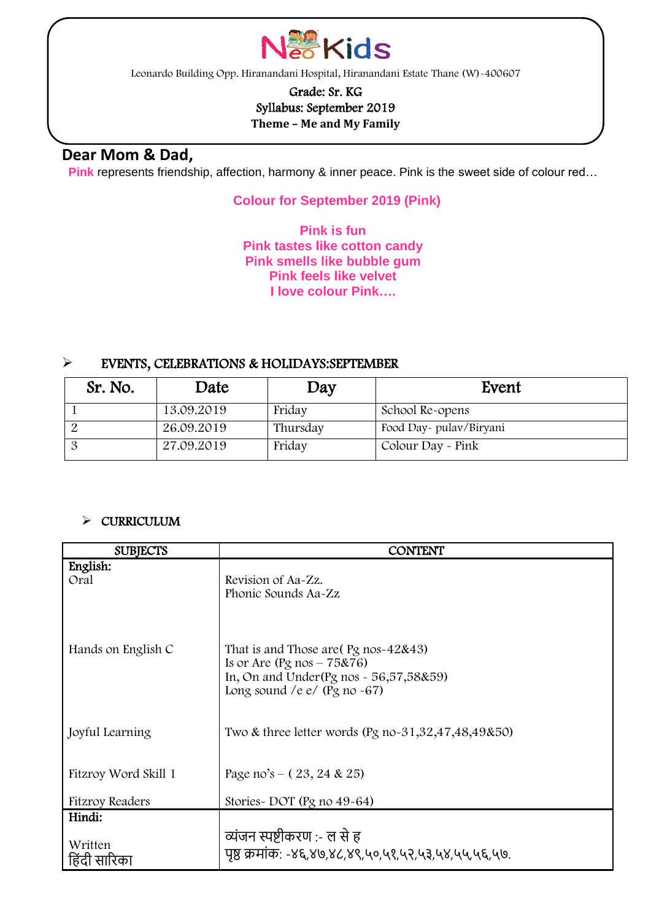# NeoKids

Leonardo Building Opp. Hiranandani Hospital, Hiranandani Estate Thane (W)-400607

**Grade: Sr. KG**
**Syllabus: September 2019**
**Theme – Me and My Family**

## Dear Mom & Dad,

**Pink** represents friendship, affection, harmony & inner peace. Pink is the sweet side of colour red…

**Colour for September 2019 (Pink)**

**Pink is fun**
**Pink tastes like cotton candy**
**Pink smells like bubble gum**
**Pink feels like velvet**
**I love colour Pink….**

- **EVENTS, CELEBRATIONS & HOLIDAYS:SEPTEMBER**

| Sr. No. | Date | Day | Event |
|---|---|---|---|
| 1 | 13.09.2019 | Friday | School Re-opens |
| 2 | 26.09.2019 | Thursday | Food Day- pulav/Biryani |
| 3 | 27.09.2019 | Friday | Colour Day - Pink |

- **CURRICULUM**

| SUBJECTS | CONTENT |
|---|---|
| **English:** | |
| Oral | Revision of Aa-Zz.<br>Phonic Sounds Aa-Zz |
| Hands on English C | That is and Those are( Pg nos-42&43)<br>Is or Are (Pg nos – 75&76)<br>In, On and Under(Pg nos - 56,57,58&59)<br>Long sound /e e/ (Pg no -67) |
| Joyful Learning | Two & three letter words (Pg no-31,32,47,48,49&50) |
| Fitzroy Word Skill 1 | Page no's – ( 23, 24 & 25) |
| Fitzroy Readers | Stories- DOT (Pg no 49-64) |
| **Hindi:** | |
| Written<br>हिंदी सारिका | व्यंजन स्पष्टीकरण :- ल से ह<br>पृष्ठ क्रमांक: -४६,४७,४८,४९,५०,५१,५२,५३,५४,५५,५६,५७. |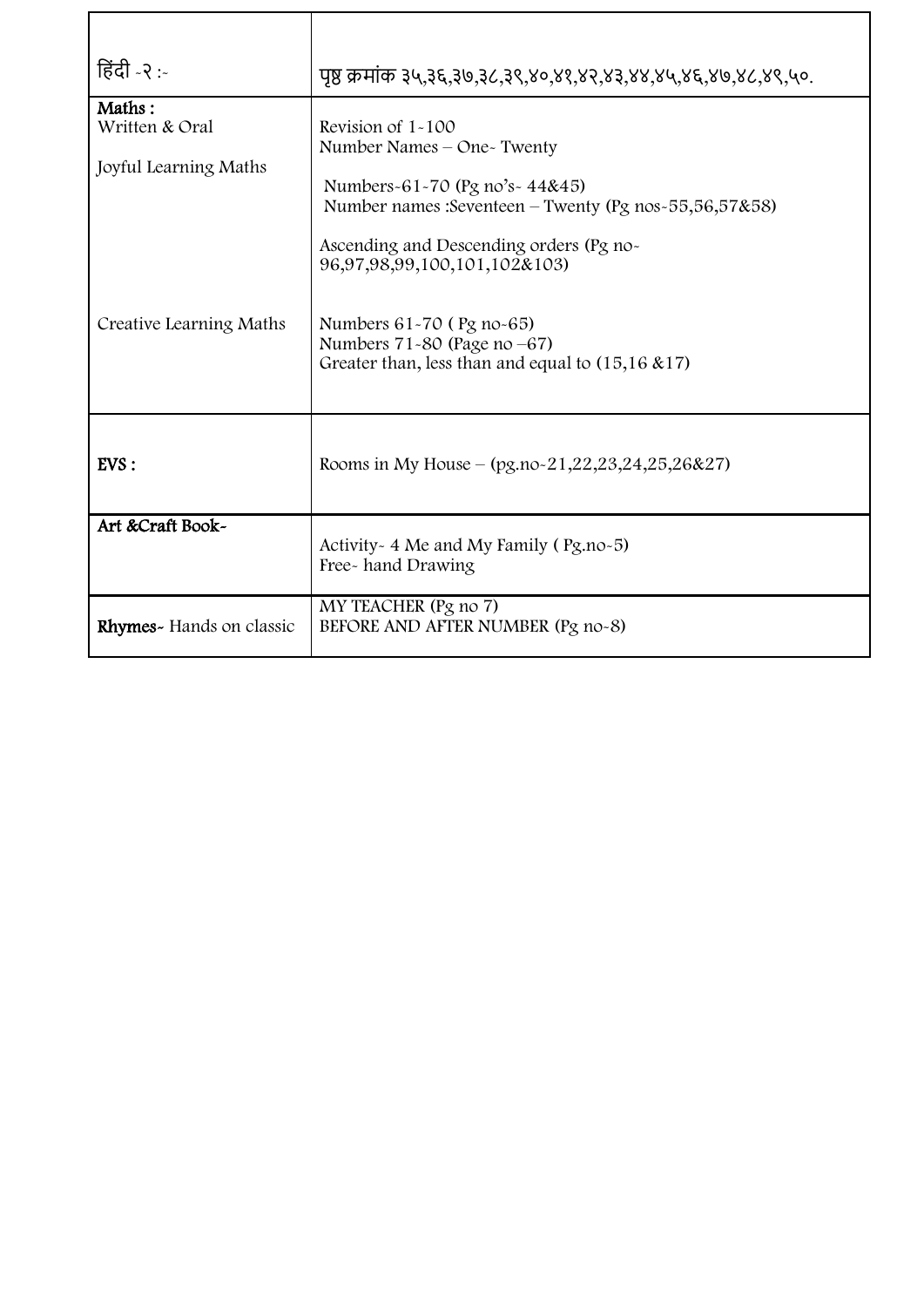| | |
|---|---|
| हिंदी -२ :- | पृष्ठ क्रमांक ३५,३६,३७,३८,३९,४०,४१,४२,४३,४४,४५,४६,४७,४८,४९,५०. |
| **Maths :**<br>Written & Oral<br><br>Joyful Learning Maths<br><br><br><br><br><br>Creative Learning Maths | Revision of 1-100<br>Number Names – One- Twenty<br><br>Numbers-61-70 (Pg no's- 44&45)<br>Number names :Seventeen – Twenty (Pg nos-55,56,57&58)<br><br>Ascending and Descending orders (Pg no-96,97,98,99,100,101,102&103)<br><br>Numbers 61-70 ( Pg no-65)<br>Numbers 71-80 (Page no –67)<br>Greater than, less than and equal to (15,16 &17) |
| **EVS :** | Rooms in My House – (pg.no-21,22,23,24,25,26&27) |
| **Art &Craft Book-** | Activity- 4 Me and My Family ( Pg.no-5)<br>Free- hand Drawing |
| **Rhymes-** Hands on classic | MY TEACHER (Pg no 7)<br>BEFORE AND AFTER NUMBER (Pg no-8) |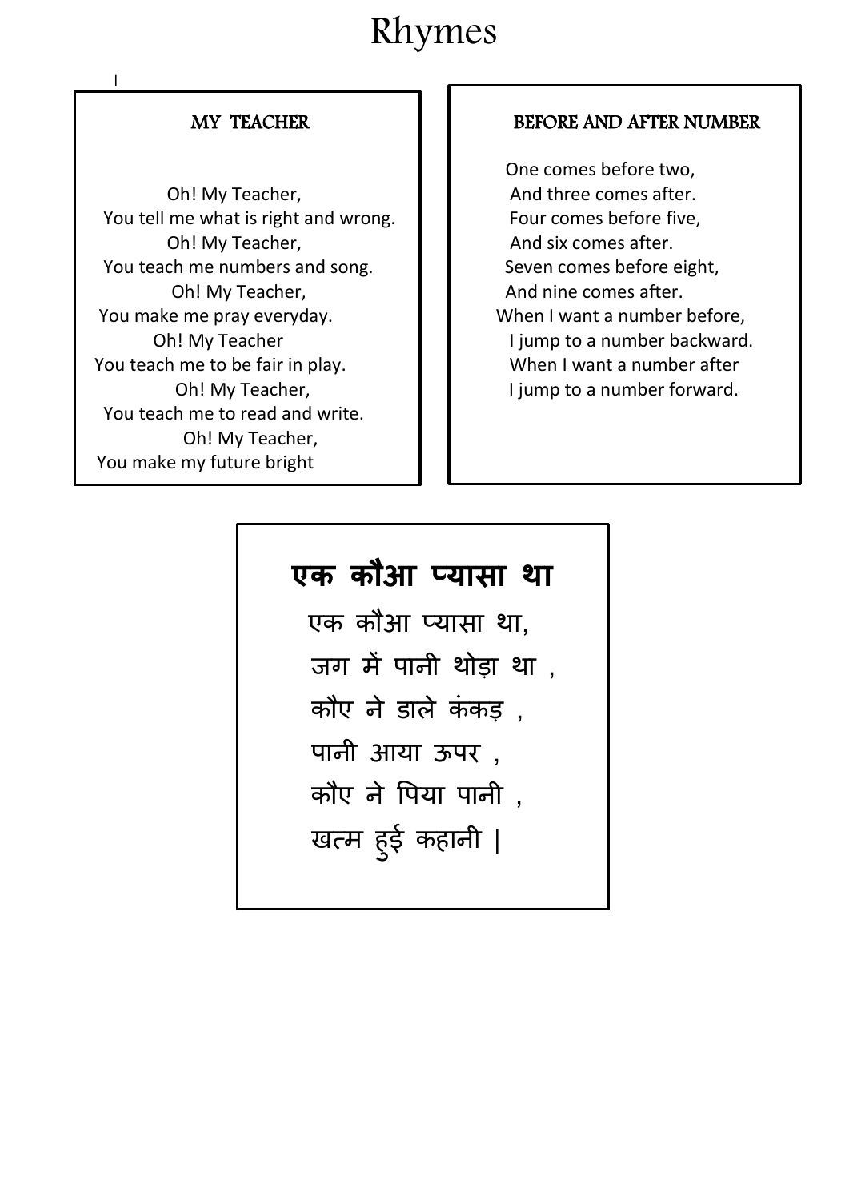# Rhymes

## MY TEACHER

Oh! My Teacher,
You tell me what is right and wrong.
Oh! My Teacher,
You teach me numbers and song.
Oh! My Teacher,
You make me pray everyday.
Oh! My Teacher
You teach me to be fair in play.
Oh! My Teacher,
You teach me to read and write.
Oh! My Teacher,
You make my future bright

## BEFORE AND AFTER NUMBER

One comes before two,
And three comes after.
Four comes before five,
And six comes after.
Seven comes before eight,
And nine comes after.
When I want a number before,
I jump to a number backward.
When I want a number after
I jump to a number forward.

## एक कौआ प्यासा था

एक कौआ प्यासा था,
जग में पानी थोड़ा था ,
कौए ने डाले कंकड़ ,
पानी आया ऊपर ,
कौए ने पिया पानी ,
खत्म हुई कहानी |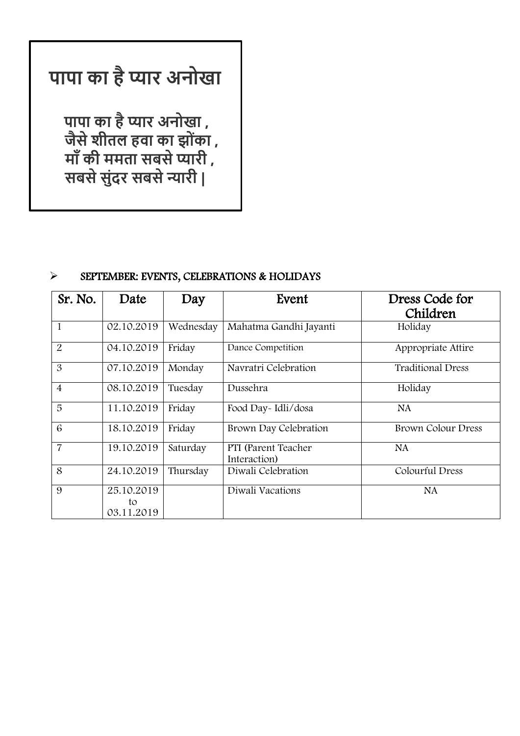## पापा का है प्यार अनोखा

**पापा का है प्यार अनोखा ,**
**जैसे शीतल हवा का झोंका ,**
**माँ की ममता सबसे प्यारी ,**
**सबसे सुंदर सबसे न्यारी |**

- **SEPTEMBER: EVENTS, CELEBRATIONS & HOLIDAYS**

| Sr. No. | Date | Day | Event | Dress Code for Children |
|---|---|---|---|---|
| 1 | 02.10.2019 | Wednesday | Mahatma Gandhi Jayanti | Holiday |
| 2 | 04.10.2019 | Friday | Dance Competition | Appropriate Attire |
| 3 | 07.10.2019 | Monday | Navratri Celebration | Traditional Dress |
| 4 | 08.10.2019 | Tuesday | Dussehra | Holiday |
| 5 | 11.10.2019 | Friday | Food Day- Idli/dosa | NA |
| 6 | 18.10.2019 | Friday | Brown Day Celebration | Brown Colour Dress |
| 7 | 19.10.2019 | Saturday | PTI (Parent Teacher Interaction) | NA |
| 8 | 24.10.2019 | Thursday | Diwali Celebration | Colourful Dress |
| 9 | 25.10.2019 to 03.11.2019 | | Diwali Vacations | NA |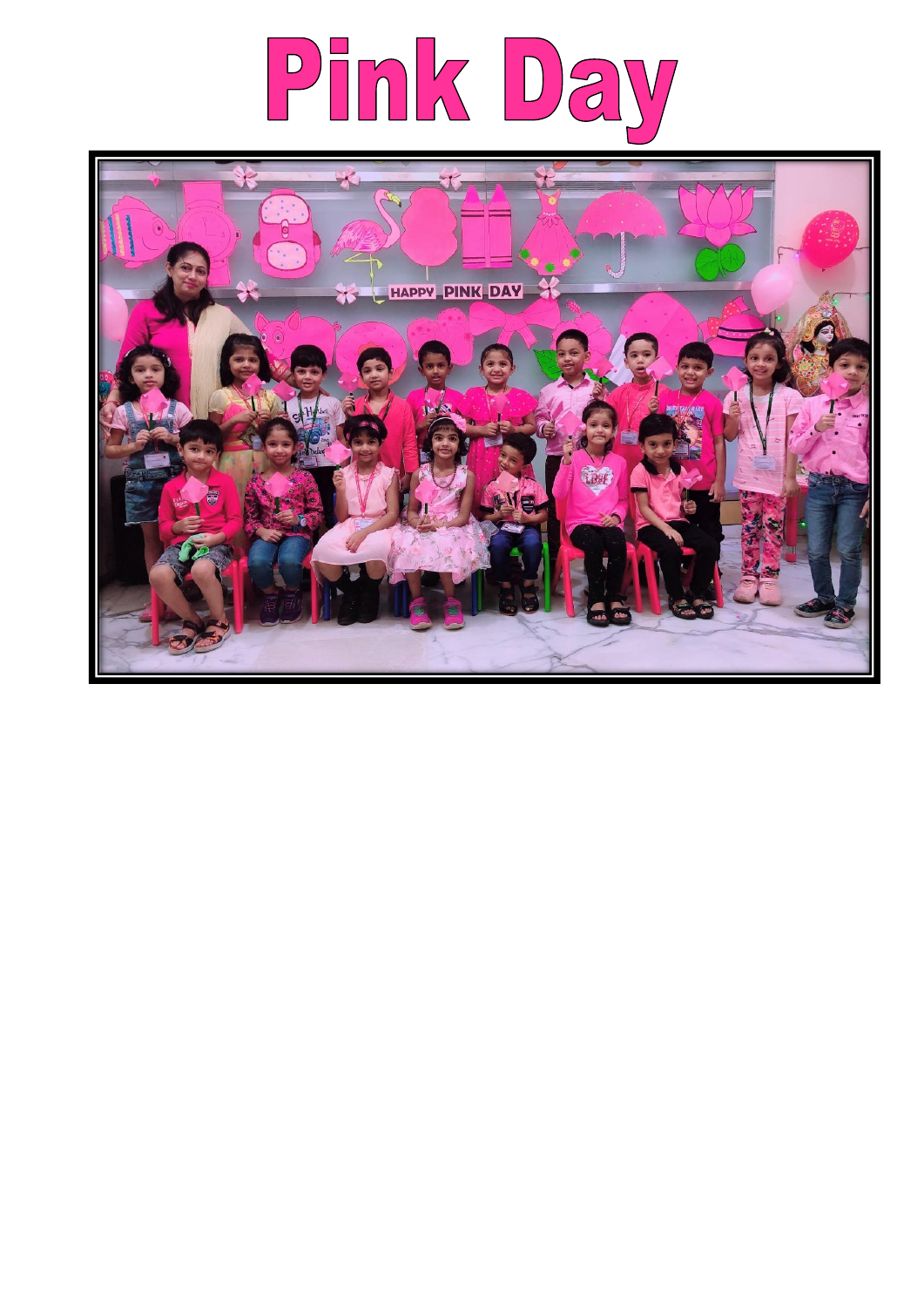# Pink Day